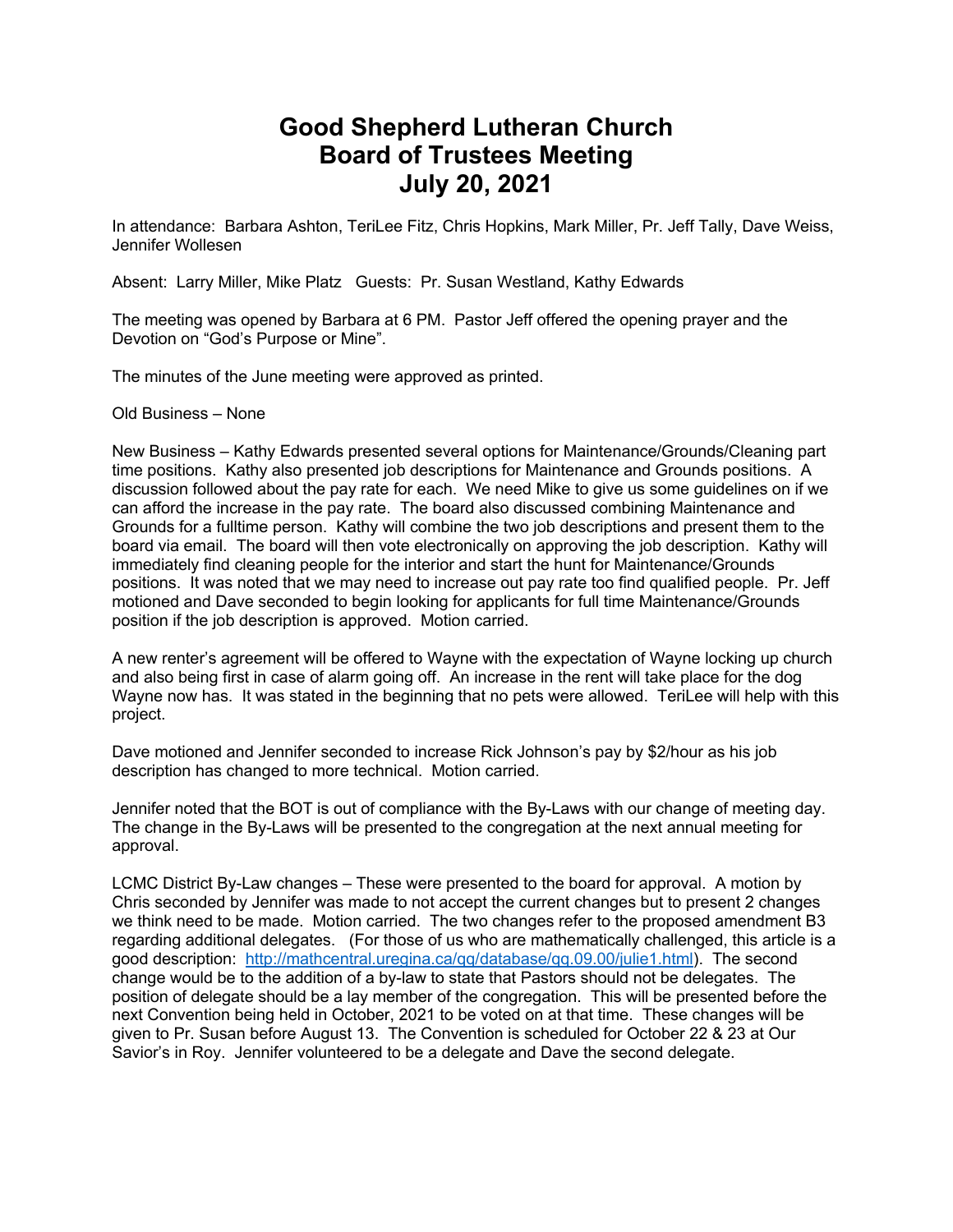# Good Shepherd Lutheran Church
# Board of Trustees Meeting
# July 20, 2021

In attendance: Barbara Ashton, TeriLee Fitz, Chris Hopkins, Mark Miller, Pr. Jeff Tally, Dave Weiss, Jennifer Wollesen

Absent: Larry Miller, Mike Platz Guests: Pr. Susan Westland, Kathy Edwards

The meeting was opened by Barbara at 6 PM. Pastor Jeff offered the opening prayer and the Devotion on "God's Purpose or Mine".

The minutes of the June meeting were approved as printed.

Old Business – None

New Business – Kathy Edwards presented several options for Maintenance/Grounds/Cleaning part time positions. Kathy also presented job descriptions for Maintenance and Grounds positions. A discussion followed about the pay rate for each. We need Mike to give us some guidelines on if we can afford the increase in the pay rate. The board also discussed combining Maintenance and Grounds for a fulltime person. Kathy will combine the two job descriptions and present them to the board via email. The board will then vote electronically on approving the job description. Kathy will immediately find cleaning people for the interior and start the hunt for Maintenance/Grounds positions. It was noted that we may need to increase out pay rate too find qualified people. Pr. Jeff motioned and Dave seconded to begin looking for applicants for full time Maintenance/Grounds position if the job description is approved. Motion carried.

A new renter's agreement will be offered to Wayne with the expectation of Wayne locking up church and also being first in case of alarm going off. An increase in the rent will take place for the dog Wayne now has. It was stated in the beginning that no pets were allowed. TeriLee will help with this project.

Dave motioned and Jennifer seconded to increase Rick Johnson's pay by $2/hour as his job description has changed to more technical. Motion carried.

Jennifer noted that the BOT is out of compliance with the By-Laws with our change of meeting day. The change in the By-Laws will be presented to the congregation at the next annual meeting for approval.

LCMC District By-Law changes – These were presented to the board for approval. A motion by Chris seconded by Jennifer was made to not accept the current changes but to present 2 changes we think need to be made. Motion carried. The two changes refer to the proposed amendment B3 regarding additional delegates. (For those of us who are mathematically challenged, this article is a good description: http://mathcentral.uregina.ca/qq/database/qq.09.00/julie1.html). The second change would be to the addition of a by-law to state that Pastors should not be delegates. The position of delegate should be a lay member of the congregation. This will be presented before the next Convention being held in October, 2021 to be voted on at that time. These changes will be given to Pr. Susan before August 13. The Convention is scheduled for October 22 & 23 at Our Savior's in Roy. Jennifer volunteered to be a delegate and Dave the second delegate.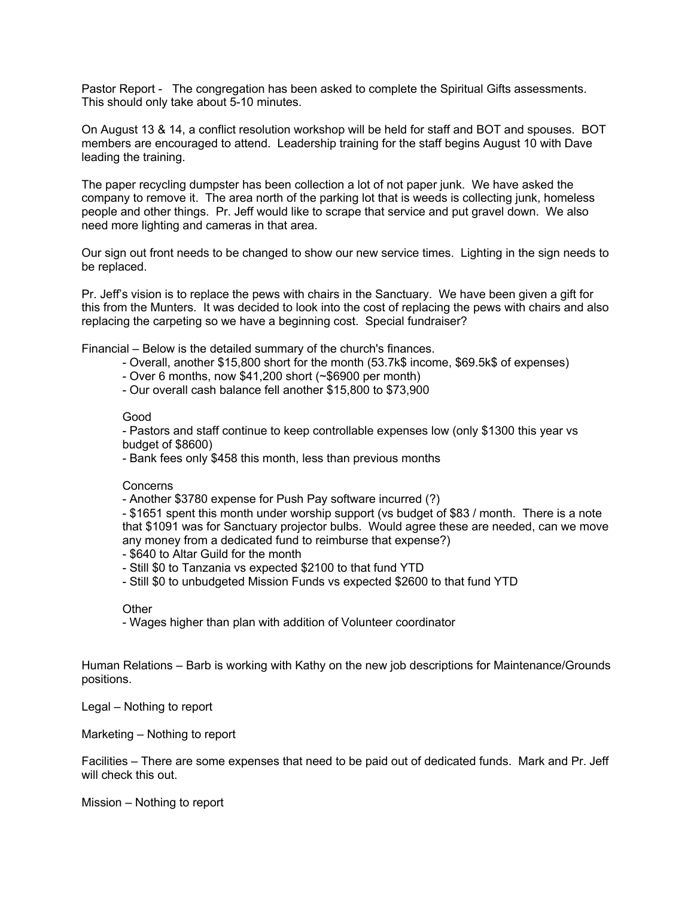Pastor Report - The congregation has been asked to complete the Spiritual Gifts assessments. This should only take about 5-10 minutes.

On August 13 & 14, a conflict resolution workshop will be held for staff and BOT and spouses. BOT members are encouraged to attend. Leadership training for the staff begins August 10 with Dave leading the training.

The paper recycling dumpster has been collection a lot of not paper junk. We have asked the company to remove it. The area north of the parking lot that is weeds is collecting junk, homeless people and other things. Pr. Jeff would like to scrape that service and put gravel down. We also need more lighting and cameras in that area.

Our sign out front needs to be changed to show our new service times. Lighting in the sign needs to be replaced.

Pr. Jeff's vision is to replace the pews with chairs in the Sanctuary. We have been given a gift for this from the Munters. It was decided to look into the cost of replacing the pews with chairs and also replacing the carpeting so we have a beginning cost. Special fundraiser?

Financial – Below is the detailed summary of the church's finances.

- Overall, another \$15,800 short for the month (53.7k\$ income, \$69.5k\$ of expenses)
- Over 6 months, now \$41,200 short (~\$6900 per month)
- Our overall cash balance fell another \$15,800 to \$73,900

Good

- Pastors and staff continue to keep controllable expenses low (only \$1300 this year vs budget of \$8600)
- Bank fees only \$458 this month, less than previous months

Concerns

- Another \$3780 expense for Push Pay software incurred (?)
- \$1651 spent this month under worship support (vs budget of \$83 / month. There is a note that \$1091 was for Sanctuary projector bulbs. Would agree these are needed, can we move any money from a dedicated fund to reimburse that expense?)
- \$640 to Altar Guild for the month
- Still \$0 to Tanzania vs expected \$2100 to that fund YTD
- Still \$0 to unbudgeted Mission Funds vs expected \$2600 to that fund YTD

Other

- Wages higher than plan with addition of Volunteer coordinator

Human Relations – Barb is working with Kathy on the new job descriptions for Maintenance/Grounds positions.

Legal – Nothing to report

Marketing – Nothing to report

Facilities – There are some expenses that need to be paid out of dedicated funds. Mark and Pr. Jeff will check this out.

Mission – Nothing to report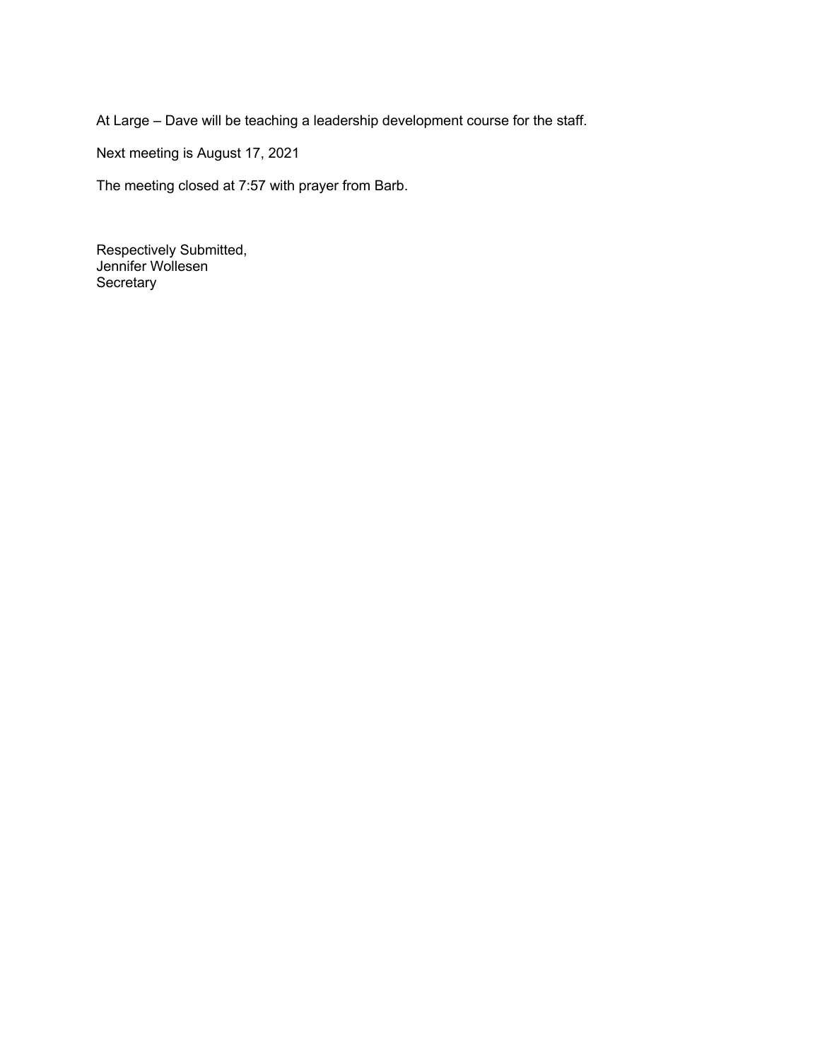At Large – Dave will be teaching a leadership development course for the staff.

Next meeting is August 17, 2021

The meeting closed at 7:57 with prayer from Barb.

Respectively Submitted,  
Jennifer Wollesen  
Secretary